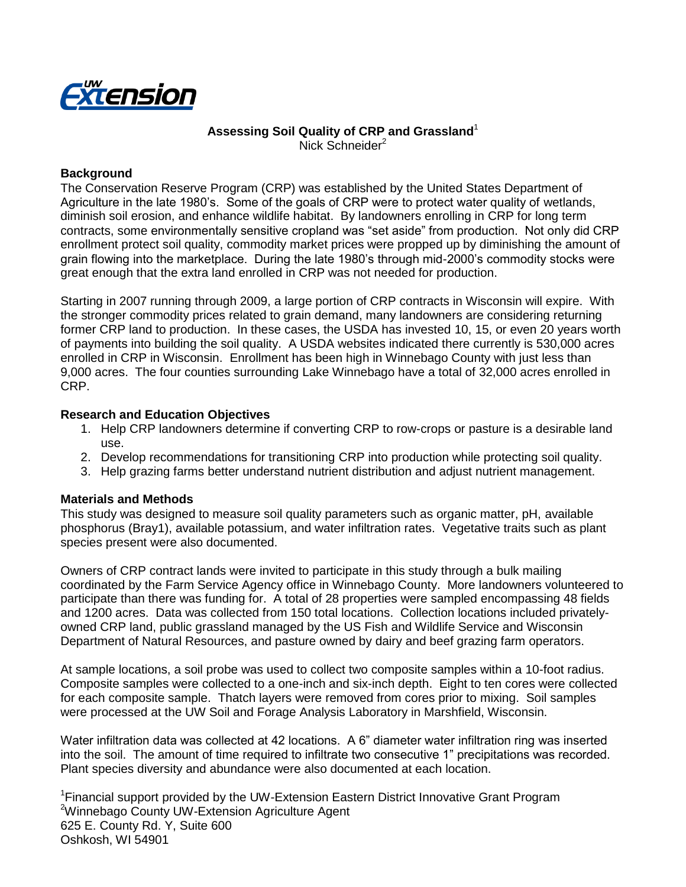# Assessing Soil Quality of CRP and Grassland[1]

Nick Schneider[2]

## Background

The Conservation Reserve Program (CRP) was established by the United States Department of Agriculture in the late 1980's. Some of the goals of CRP were to protect water quality of wetlands, diminish soil erosion, and enhance wildlife habitat. By landowners enrolling in CRP for long term contracts, some environmentally sensitive cropland was "set aside" from production. Not only did CRP enrollment protect soil quality, commodity market prices were propped up by diminishing the amount of grain flowing into the marketplace. During the late 1980's through mid-2000's commodity stocks were great enough that the extra land enrolled in CRP was not needed for production.

Starting in 2007 running through 2009, a large portion of CRP contracts in Wisconsin will expire. With the stronger commodity prices related to grain demand, many landowners are considering returning former CRP land to production. In these cases, the USDA has invested 10, 15, or even 20 years worth of payments into building the soil quality. A USDA websites indicated there currently is 530,000 acres enrolled in CRP in Wisconsin. Enrollment has been high in Winnebago County with just less than 9,000 acres. The four counties surrounding Lake Winnebago have a total of 32,000 acres enrolled in CRP.

## Research and Education Objectives

1. Help CRP landowners determine if converting CRP to row-crops or pasture is a desirable land use.
2. Develop recommendations for transitioning CRP into production while protecting soil quality.
3. Help grazing farms better understand nutrient distribution and adjust nutrient management.

## Materials and Methods

This study was designed to measure soil quality parameters such as organic matter, pH, available phosphorus (Bray1), available potassium, and water infiltration rates. Vegetative traits such as plant species present were also documented.

Owners of CRP contract lands were invited to participate in this study through a bulk mailing coordinated by the Farm Service Agency office in Winnebago County. More landowners volunteered to participate than there was funding for. A total of 28 properties were sampled encompassing 48 fields and 1200 acres. Data was collected from 150 total locations. Collection locations included privately-owned CRP land, public grassland managed by the US Fish and Wildlife Service and Wisconsin Department of Natural Resources, and pasture owned by dairy and beef grazing farm operators.

At sample locations, a soil probe was used to collect two composite samples within a 10-foot radius. Composite samples were collected to a one-inch and six-inch depth. Eight to ten cores were collected for each composite sample. Thatch layers were removed from cores prior to mixing. Soil samples were processed at the UW Soil and Forage Analysis Laboratory in Marshfield, Wisconsin.

Water infiltration data was collected at 42 locations. A 6" diameter water infiltration ring was inserted into the soil. The amount of time required to infiltrate two consecutive 1" precipitations was recorded. Plant species diversity and abundance were also documented at each location.

[1]Financial support provided by the UW-Extension Eastern District Innovative Grant Program
[2]Winnebago County UW-Extension Agriculture Agent
625 E. County Rd. Y, Suite 600
Oshkosh, WI 54901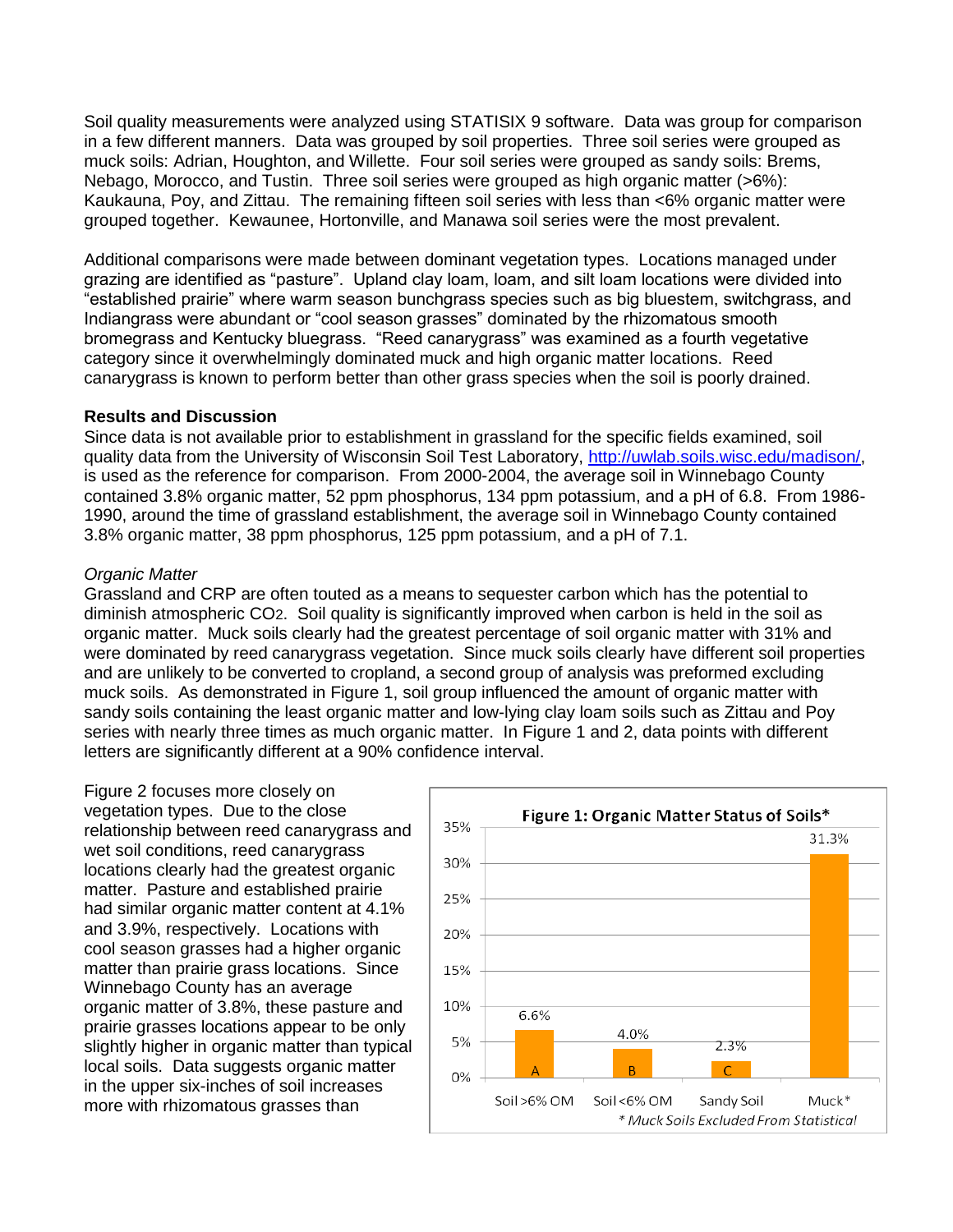Soil quality measurements were analyzed using STATISIX 9 software. Data was group for comparison in a few different manners. Data was grouped by soil properties. Three soil series were grouped as muck soils: Adrian, Houghton, and Willette. Four soil series were grouped as sandy soils: Brems, Nebago, Morocco, and Tustin. Three soil series were grouped as high organic matter (>6%): Kaukauna, Poy, and Zittau. The remaining fifteen soil series with less than <6% organic matter were grouped together. Kewaunee, Hortonville, and Manawa soil series were the most prevalent.

Additional comparisons were made between dominant vegetation types. Locations managed under grazing are identified as "pasture". Upland clay loam, loam, and silt loam locations were divided into "established prairie" where warm season bunchgrass species such as big bluestem, switchgrass, and Indiangrass were abundant or "cool season grasses" dominated by the rhizomatous smooth bromegrass and Kentucky bluegrass. "Reed canarygrass" was examined as a fourth vegetative category since it overwhelmingly dominated muck and high organic matter locations. Reed canarygrass is known to perform better than other grass species when the soil is poorly drained.

**Results and Discussion**

Since data is not available prior to establishment in grassland for the specific fields examined, soil quality data from the University of Wisconsin Soil Test Laboratory, http://uwlab.soils.wisc.edu/madison/, is used as the reference for comparison. From 2000-2004, the average soil in Winnebago County contained 3.8% organic matter, 52 ppm phosphorus, 134 ppm potassium, and a pH of 6.8. From 1986-1990, around the time of grassland establishment, the average soil in Winnebago County contained 3.8% organic matter, 38 ppm phosphorus, 125 ppm potassium, and a pH of 7.1.

*Organic Matter*

Grassland and CRP are often touted as a means to sequester carbon which has the potential to diminish atmospheric $CO_2$. Soil quality is significantly improved when carbon is held in the soil as organic matter. Muck soils clearly had the greatest percentage of soil organic matter with 31% and were dominated by reed canarygrass vegetation. Since muck soils clearly have different soil properties and are unlikely to be converted to cropland, a second group of analysis was preformed excluding muck soils. As demonstrated in Figure 1, soil group influenced the amount of organic matter with sandy soils containing the least organic matter and low-lying clay loam soils such as Zittau and Poy series with nearly three times as much organic matter. In Figure 1 and 2, data points with different letters are significantly different at a 90% confidence interval.

**Figure 1: Organic Matter Status of Soils***

| Soil group | Organic matter | Letter |
|---|---|---|
| Soil >6% OM | 6.6% | A |
| Soil <6% OM | 4.0% | B |
| Sandy Soil | 2.3% | C |
| Muck* | 31.3% | |

*\* Muck Soils Excluded From Statistical*

Figure 2 focuses more closely on vegetation types. Due to the close relationship between reed canarygrass and wet soil conditions, reed canarygrass locations clearly had the greatest organic matter. Pasture and established prairie had similar organic matter content at 4.1% and 3.9%, respectively. Locations with cool season grasses had a higher organic matter than prairie grass locations. Since Winnebago County has an average organic matter of 3.8%, these pasture and prairie grasses locations appear to be only slightly higher in organic matter than typical local soils. Data suggests organic matter in the upper six-inches of soil increases more with rhizomatous grasses than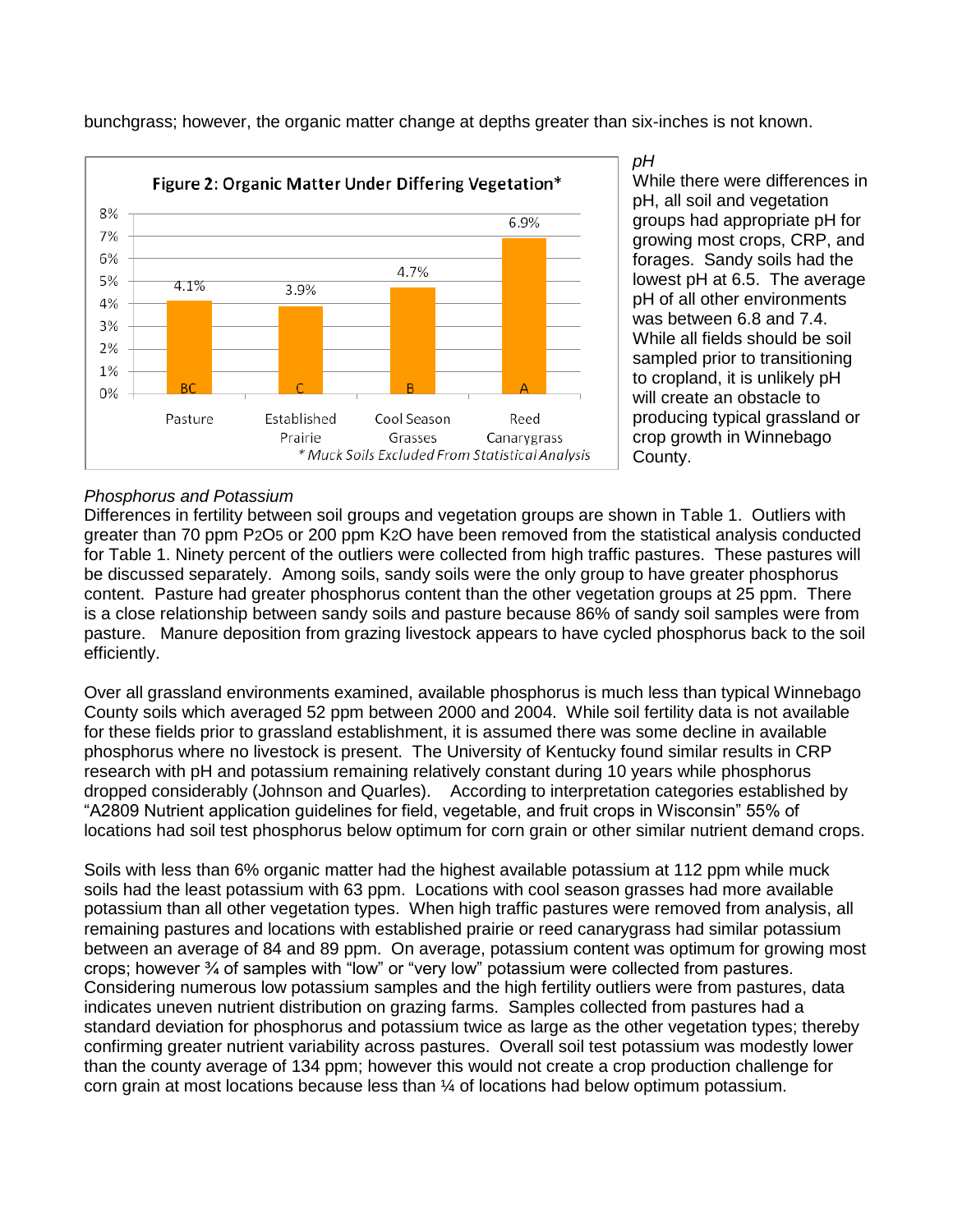bunchgrass; however, the organic matter change at depths greater than six-inches is not known.

**Figure 2: Organic Matter Under Differing Vegetation***

| Vegetation | Organic Matter | Group |
|---|---|---|
| Pasture | 4.1% | BC |
| Established Prairie | 3.9% | C |
| Cool Season Grasses | 4.7% | B |
| Reed Canarygrass | 6.9% | A |

*\* Muck Soils Excluded From Statistical Analysis*

*pH*

While there were differences in pH, all soil and vegetation groups had appropriate pH for growing most crops, CRP, and forages. Sandy soils had the lowest pH at 6.5. The average pH of all other environments was between 6.8 and 7.4. While all fields should be soil sampled prior to transitioning to cropland, it is unlikely pH will create an obstacle to producing typical grassland or crop growth in Winnebago County.

*Phosphorus and Potassium*

Differences in fertility between soil groups and vegetation groups are shown in Table 1. Outliers with greater than 70 ppm $P_2O_5$ or 200 ppm $K_2O$ have been removed from the statistical analysis conducted for Table 1. Ninety percent of the outliers were collected from high traffic pastures. These pastures will be discussed separately. Among soils, sandy soils were the only group to have greater phosphorus content. Pasture had greater phosphorus content than the other vegetation groups at 25 ppm. There is a close relationship between sandy soils and pasture because 86% of sandy soil samples were from pasture. Manure deposition from grazing livestock appears to have cycled phosphorus back to the soil efficiently.

Over all grassland environments examined, available phosphorus is much less than typical Winnebago County soils which averaged 52 ppm between 2000 and 2004. While soil fertility data is not available for these fields prior to grassland establishment, it is assumed there was some decline in available phosphorus where no livestock is present. The University of Kentucky found similar results in CRP research with pH and potassium remaining relatively constant during 10 years while phosphorus dropped considerably (Johnson and Quarles). According to interpretation categories established by "A2809 Nutrient application guidelines for field, vegetable, and fruit crops in Wisconsin" 55% of locations had soil test phosphorus below optimum for corn grain or other similar nutrient demand crops.

Soils with less than 6% organic matter had the highest available potassium at 112 ppm while muck soils had the least potassium with 63 ppm. Locations with cool season grasses had more available potassium than all other vegetation types. When high traffic pastures were removed from analysis, all remaining pastures and locations with established prairie or reed canarygrass had similar potassium between an average of 84 and 89 ppm. On average, potassium content was optimum for growing most crops; however ¾ of samples with "low" or "very low" potassium were collected from pastures. Considering numerous low potassium samples and the high fertility outliers were from pastures, data indicates uneven nutrient distribution on grazing farms. Samples collected from pastures had a standard deviation for phosphorus and potassium twice as large as the other vegetation types; thereby confirming greater nutrient variability across pastures. Overall soil test potassium was modestly lower than the county average of 134 ppm; however this would not create a crop production challenge for corn grain at most locations because less than ¼ of locations had below optimum potassium.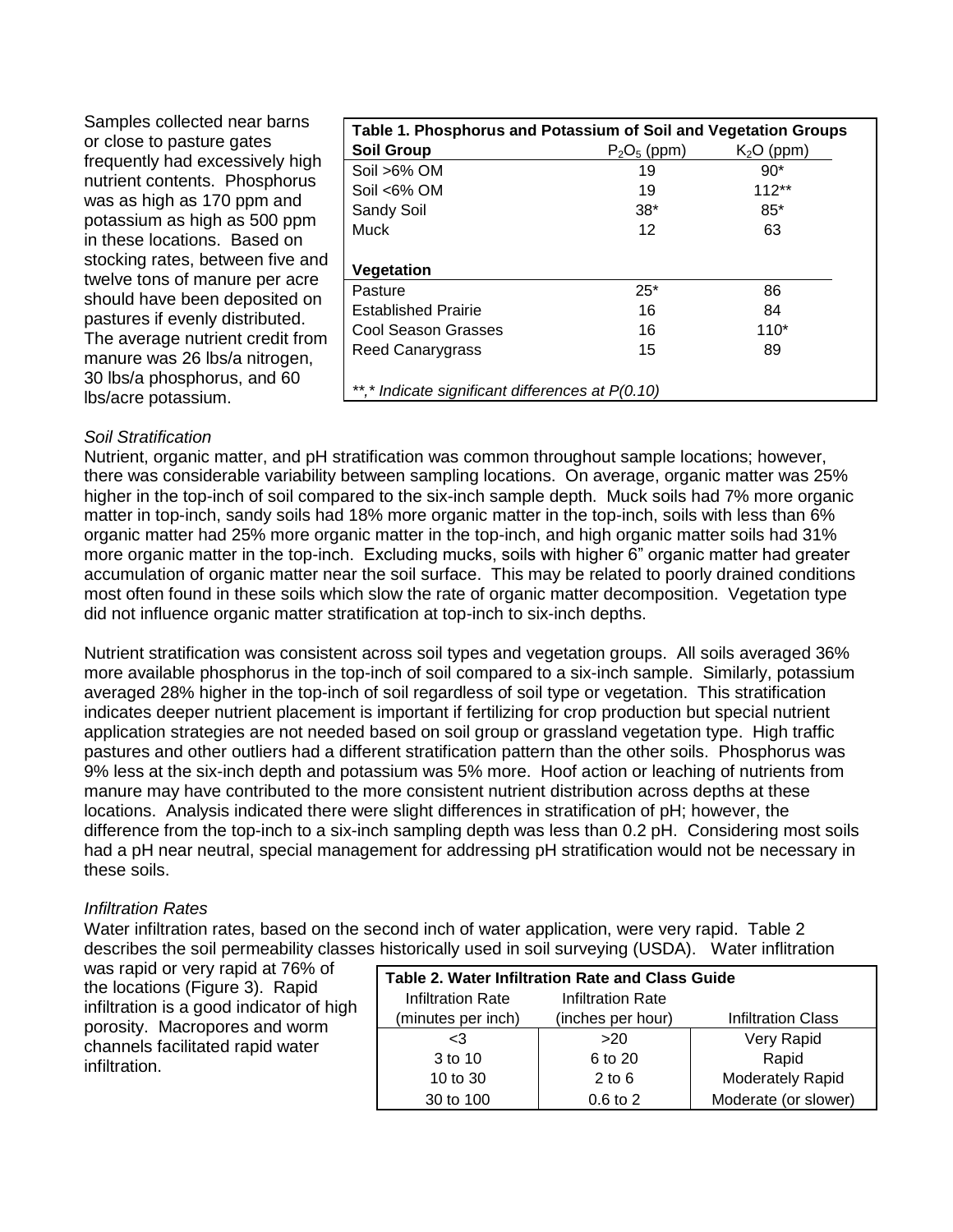Samples collected near barns or close to pasture gates frequently had excessively high nutrient contents. Phosphorus was as high as 170 ppm and potassium as high as 500 ppm in these locations. Based on stocking rates, between five and twelve tons of manure per acre should have been deposited on pastures if evenly distributed. The average nutrient credit from manure was 26 lbs/a nitrogen, 30 lbs/a phosphorus, and 60 lbs/acre potassium.

**Table 1. Phosphorus and Potassium of Soil and Vegetation Groups**

| Soil Group | $P_2O_5$ (ppm) | $K_2O$ (ppm) |
|---|---|---|
| Soil >6% OM | 19 | 90* |
| Soil <6% OM | 19 | 112** |
| Sandy Soil | 38* | 85* |
| Muck | 12 | 63 |
| **Vegetation** | | |
| Pasture | 25* | 86 |
| Established Prairie | 16 | 84 |
| Cool Season Grasses | 16 | 110* |
| Reed Canarygrass | 15 | 89 |

*\*\*,\* Indicate significant differences at P(0.10)*

*Soil Stratification*

Nutrient, organic matter, and pH stratification was common throughout sample locations; however, there was considerable variability between sampling locations. On average, organic matter was 25% higher in the top-inch of soil compared to the six-inch sample depth. Muck soils had 7% more organic matter in top-inch, sandy soils had 18% more organic matter in the top-inch, soils with less than 6% organic matter had 25% more organic matter in the top-inch, and high organic matter soils had 31% more organic matter in the top-inch. Excluding mucks, soils with higher 6" organic matter had greater accumulation of organic matter near the soil surface. This may be related to poorly drained conditions most often found in these soils which slow the rate of organic matter decomposition. Vegetation type did not influence organic matter stratification at top-inch to six-inch depths.

Nutrient stratification was consistent across soil types and vegetation groups. All soils averaged 36% more available phosphorus in the top-inch of soil compared to a six-inch sample. Similarly, potassium averaged 28% higher in the top-inch of soil regardless of soil type or vegetation. This stratification indicates deeper nutrient placement is important if fertilizing for crop production but special nutrient application strategies are not needed based on soil group or grassland vegetation type. High traffic pastures and other outliers had a different stratification pattern than the other soils. Phosphorus was 9% less at the six-inch depth and potassium was 5% more. Hoof action or leaching of nutrients from manure may have contributed to the more consistent nutrient distribution across depths at these locations. Analysis indicated there were slight differences in stratification of pH; however, the difference from the top-inch to a six-inch sampling depth was less than 0.2 pH. Considering most soils had a pH near neutral, special management for addressing pH stratification would not be necessary in these soils.

*Infiltration Rates*

Water infiltration rates, based on the second inch of water application, were very rapid. Table 2 describes the soil permeability classes historically used in soil surveying (USDA). Water infiltration was rapid or very rapid at 76% of the locations (Figure 3). Rapid infiltration is a good indicator of high porosity. Macropores and worm channels facilitated rapid water infiltration.

**Table 2. Water Infiltration Rate and Class Guide**

| Infiltration Rate (minutes per inch) | Infiltration Rate (inches per hour) | Infiltration Class |
|---|---|---|
| <3 | >20 | Very Rapid |
| 3 to 10 | 6 to 20 | Rapid |
| 10 to 30 | 2 to 6 | Moderately Rapid |
| 30 to 100 | 0.6 to 2 | Moderate (or slower) |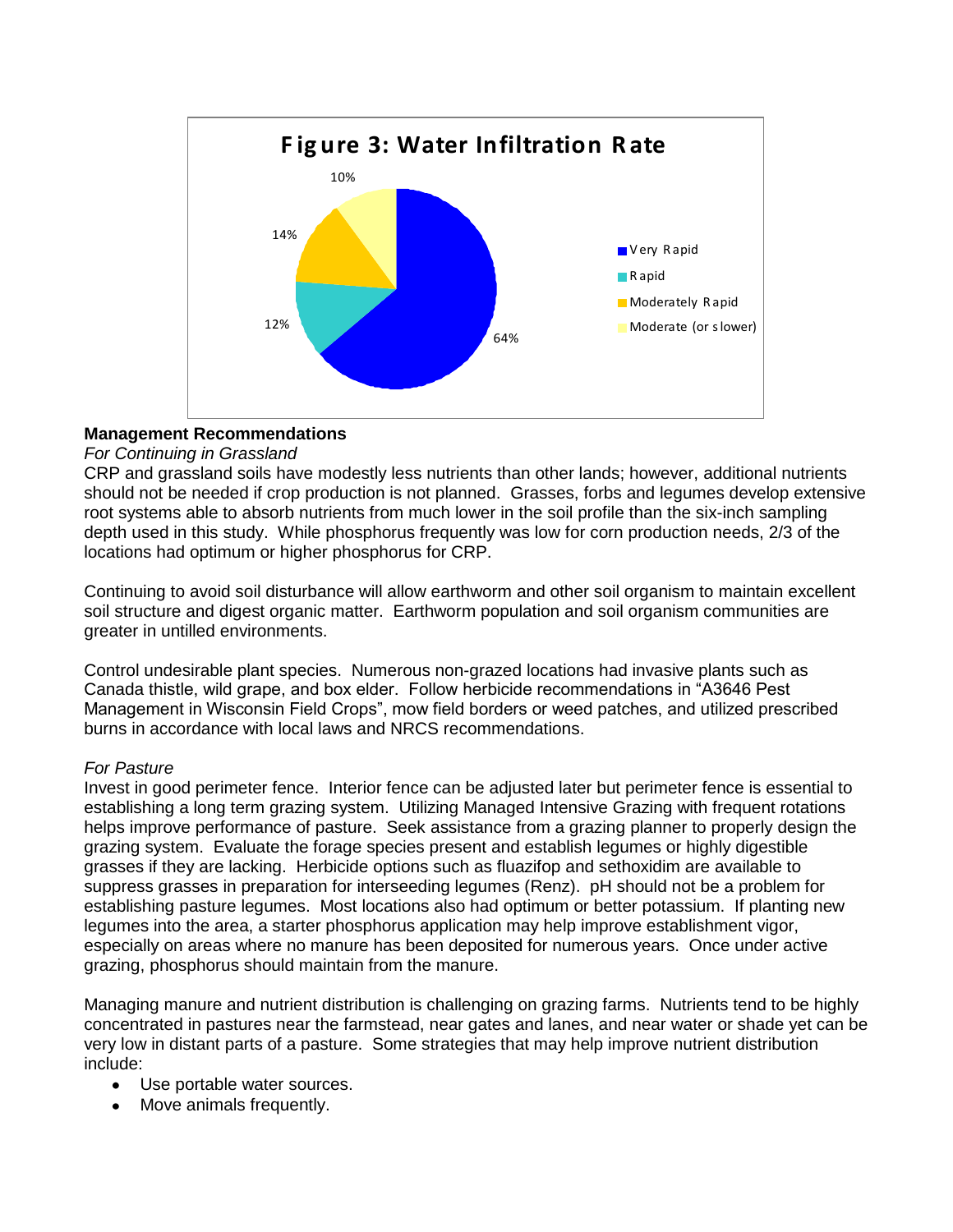**Figure 3: Water Infiltration Rate**

| Category | Percent |
| --- | --- |
| Very Rapid | 64% |
| Rapid | 12% |
| Moderately Rapid | 14% |
| Moderate (or slower) | 10% |

**Management Recommendations**

*For Continuing in Grassland*

CRP and grassland soils have modestly less nutrients than other lands; however, additional nutrients should not be needed if crop production is not planned. Grasses, forbs and legumes develop extensive root systems able to absorb nutrients from much lower in the soil profile than the six-inch sampling depth used in this study. While phosphorus frequently was low for corn production needs, 2/3 of the locations had optimum or higher phosphorus for CRP.

Continuing to avoid soil disturbance will allow earthworm and other soil organism to maintain excellent soil structure and digest organic matter. Earthworm population and soil organism communities are greater in untilled environments.

Control undesirable plant species. Numerous non-grazed locations had invasive plants such as Canada thistle, wild grape, and box elder. Follow herbicide recommendations in "A3646 Pest Management in Wisconsin Field Crops", mow field borders or weed patches, and utilized prescribed burns in accordance with local laws and NRCS recommendations.

*For Pasture*

Invest in good perimeter fence. Interior fence can be adjusted later but perimeter fence is essential to establishing a long term grazing system. Utilizing Managed Intensive Grazing with frequent rotations helps improve performance of pasture. Seek assistance from a grazing planner to properly design the grazing system. Evaluate the forage species present and establish legumes or highly digestible grasses if they are lacking. Herbicide options such as fluazifop and sethoxidim are available to suppress grasses in preparation for interseeding legumes (Renz). pH should not be a problem for establishing pasture legumes. Most locations also had optimum or better potassium. If planting new legumes into the area, a starter phosphorus application may help improve establishment vigor, especially on areas where no manure has been deposited for numerous years. Once under active grazing, phosphorus should maintain from the manure.

Managing manure and nutrient distribution is challenging on grazing farms. Nutrients tend to be highly concentrated in pastures near the farmstead, near gates and lanes, and near water or shade yet can be very low in distant parts of a pasture. Some strategies that may help improve nutrient distribution include:

- Use portable water sources.
- Move animals frequently.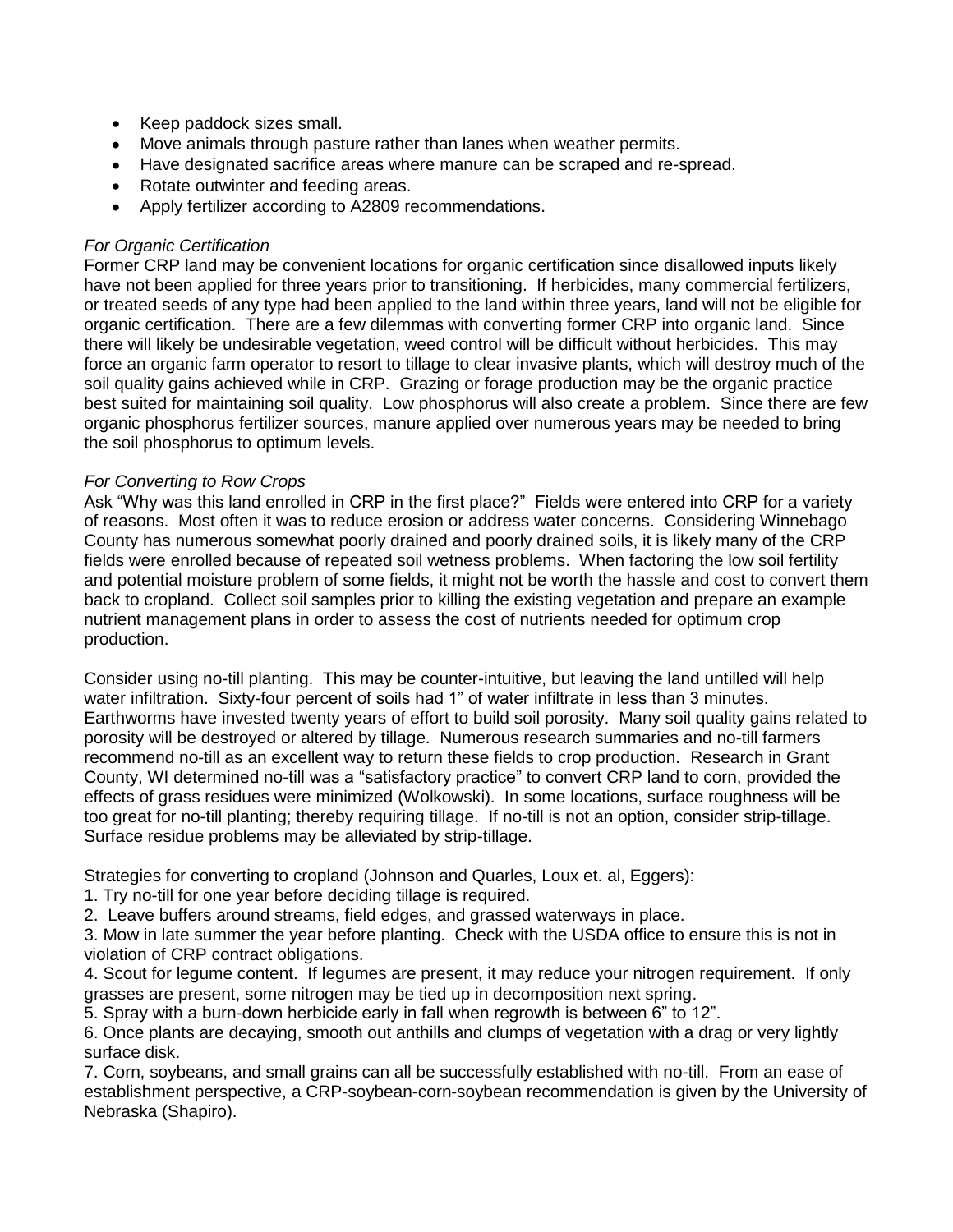- Keep paddock sizes small.
- Move animals through pasture rather than lanes when weather permits.
- Have designated sacrifice areas where manure can be scraped and re-spread.
- Rotate outwinter and feeding areas.
- Apply fertilizer according to A2809 recommendations.

*For Organic Certification*

Former CRP land may be convenient locations for organic certification since disallowed inputs likely have not been applied for three years prior to transitioning. If herbicides, many commercial fertilizers, or treated seeds of any type had been applied to the land within three years, land will not be eligible for organic certification. There are a few dilemmas with converting former CRP into organic land. Since there will likely be undesirable vegetation, weed control will be difficult without herbicides. This may force an organic farm operator to resort to tillage to clear invasive plants, which will destroy much of the soil quality gains achieved while in CRP. Grazing or forage production may be the organic practice best suited for maintaining soil quality. Low phosphorus will also create a problem. Since there are few organic phosphorus fertilizer sources, manure applied over numerous years may be needed to bring the soil phosphorus to optimum levels.

*For Converting to Row Crops*

Ask "Why was this land enrolled in CRP in the first place?" Fields were entered into CRP for a variety of reasons. Most often it was to reduce erosion or address water concerns. Considering Winnebago County has numerous somewhat poorly drained and poorly drained soils, it is likely many of the CRP fields were enrolled because of repeated soil wetness problems. When factoring the low soil fertility and potential moisture problem of some fields, it might not be worth the hassle and cost to convert them back to cropland. Collect soil samples prior to killing the existing vegetation and prepare an example nutrient management plans in order to assess the cost of nutrients needed for optimum crop production.

Consider using no-till planting. This may be counter-intuitive, but leaving the land untilled will help water infiltration. Sixty-four percent of soils had 1" of water infiltrate in less than 3 minutes. Earthworms have invested twenty years of effort to build soil porosity. Many soil quality gains related to porosity will be destroyed or altered by tillage. Numerous research summaries and no-till farmers recommend no-till as an excellent way to return these fields to crop production. Research in Grant County, WI determined no-till was a "satisfactory practice" to convert CRP land to corn, provided the effects of grass residues were minimized (Wolkowski). In some locations, surface roughness will be too great for no-till planting; thereby requiring tillage. If no-till is not an option, consider strip-tillage. Surface residue problems may be alleviated by strip-tillage.

Strategies for converting to cropland (Johnson and Quarles, Loux et. al, Eggers):

1. Try no-till for one year before deciding tillage is required.
2. Leave buffers around streams, field edges, and grassed waterways in place.
3. Mow in late summer the year before planting. Check with the USDA office to ensure this is not in violation of CRP contract obligations.
4. Scout for legume content. If legumes are present, it may reduce your nitrogen requirement. If only grasses are present, some nitrogen may be tied up in decomposition next spring.
5. Spray with a burn-down herbicide early in fall when regrowth is between 6" to 12".
6. Once plants are decaying, smooth out anthills and clumps of vegetation with a drag or very lightly surface disk.
7. Corn, soybeans, and small grains can all be successfully established with no-till. From an ease of establishment perspective, a CRP-soybean-corn-soybean recommendation is given by the University of Nebraska (Shapiro).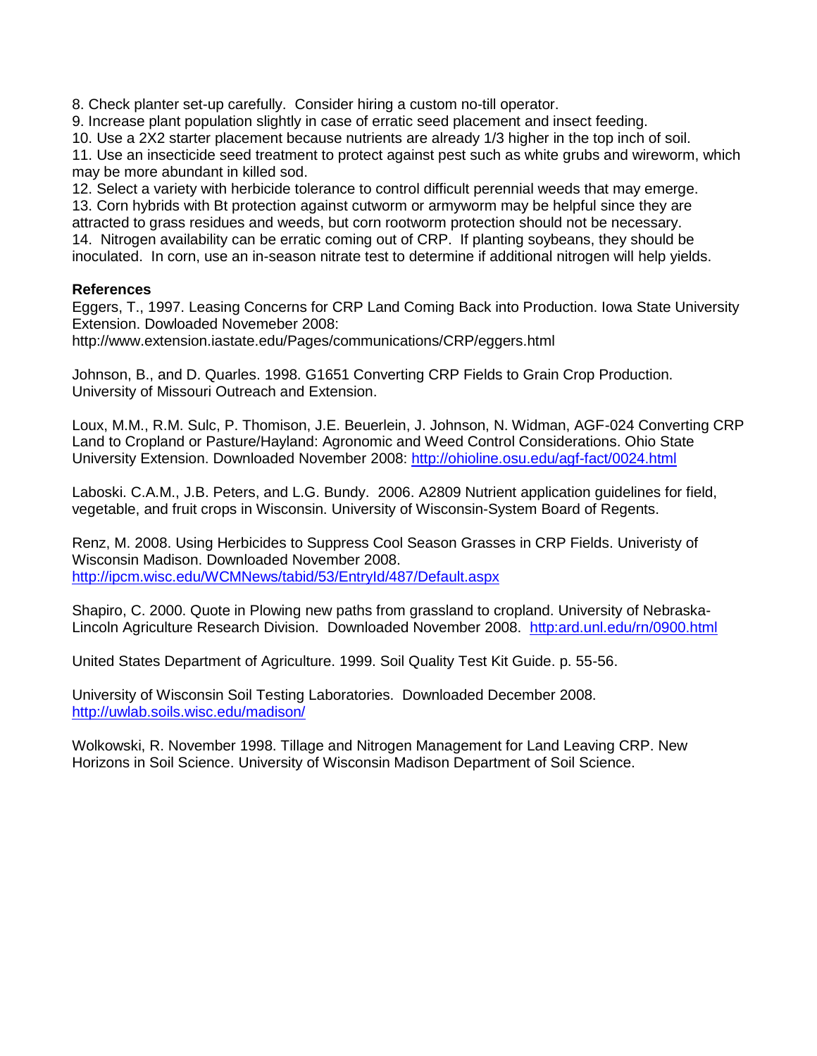8. Check planter set-up carefully. Consider hiring a custom no-till operator.
9. Increase plant population slightly in case of erratic seed placement and insect feeding.
10. Use a 2X2 starter placement because nutrients are already 1/3 higher in the top inch of soil.
11. Use an insecticide seed treatment to protect against pest such as white grubs and wireworm, which may be more abundant in killed sod.
12. Select a variety with herbicide tolerance to control difficult perennial weeds that may emerge.
13. Corn hybrids with Bt protection against cutworm or armyworm may be helpful since they are attracted to grass residues and weeds, but corn rootworm protection should not be necessary.
14. Nitrogen availability can be erratic coming out of CRP. If planting soybeans, they should be inoculated. In corn, use an in-season nitrate test to determine if additional nitrogen will help yields.

**References**

Eggers, T., 1997. Leasing Concerns for CRP Land Coming Back into Production. Iowa State University Extension. Dowloaded Novemeber 2008: http://www.extension.iastate.edu/Pages/communications/CRP/eggers.html

Johnson, B., and D. Quarles. 1998. G1651 Converting CRP Fields to Grain Crop Production. University of Missouri Outreach and Extension.

Loux, M.M., R.M. Sulc, P. Thomison, J.E. Beuerlein, J. Johnson, N. Widman, AGF-024 Converting CRP Land to Cropland or Pasture/Hayland: Agronomic and Weed Control Considerations. Ohio State University Extension. Downloaded November 2008: http://ohioline.osu.edu/agf-fact/0024.html

Laboski. C.A.M., J.B. Peters, and L.G. Bundy. 2006. A2809 Nutrient application guidelines for field, vegetable, and fruit crops in Wisconsin. University of Wisconsin-System Board of Regents.

Renz, M. 2008. Using Herbicides to Suppress Cool Season Grasses in CRP Fields. Univeristy of Wisconsin Madison. Downloaded November 2008. http://ipcm.wisc.edu/WCMNews/tabid/53/EntryId/487/Default.aspx

Shapiro, C. 2000. Quote in Plowing new paths from grassland to cropland. University of Nebraska-Lincoln Agriculture Research Division. Downloaded November 2008. http:ard.unl.edu/rn/0900.html

United States Department of Agriculture. 1999. Soil Quality Test Kit Guide. p. 55-56.

University of Wisconsin Soil Testing Laboratories. Downloaded December 2008. http://uwlab.soils.wisc.edu/madison/

Wolkowski, R. November 1998. Tillage and Nitrogen Management for Land Leaving CRP. New Horizons in Soil Science. University of Wisconsin Madison Department of Soil Science.